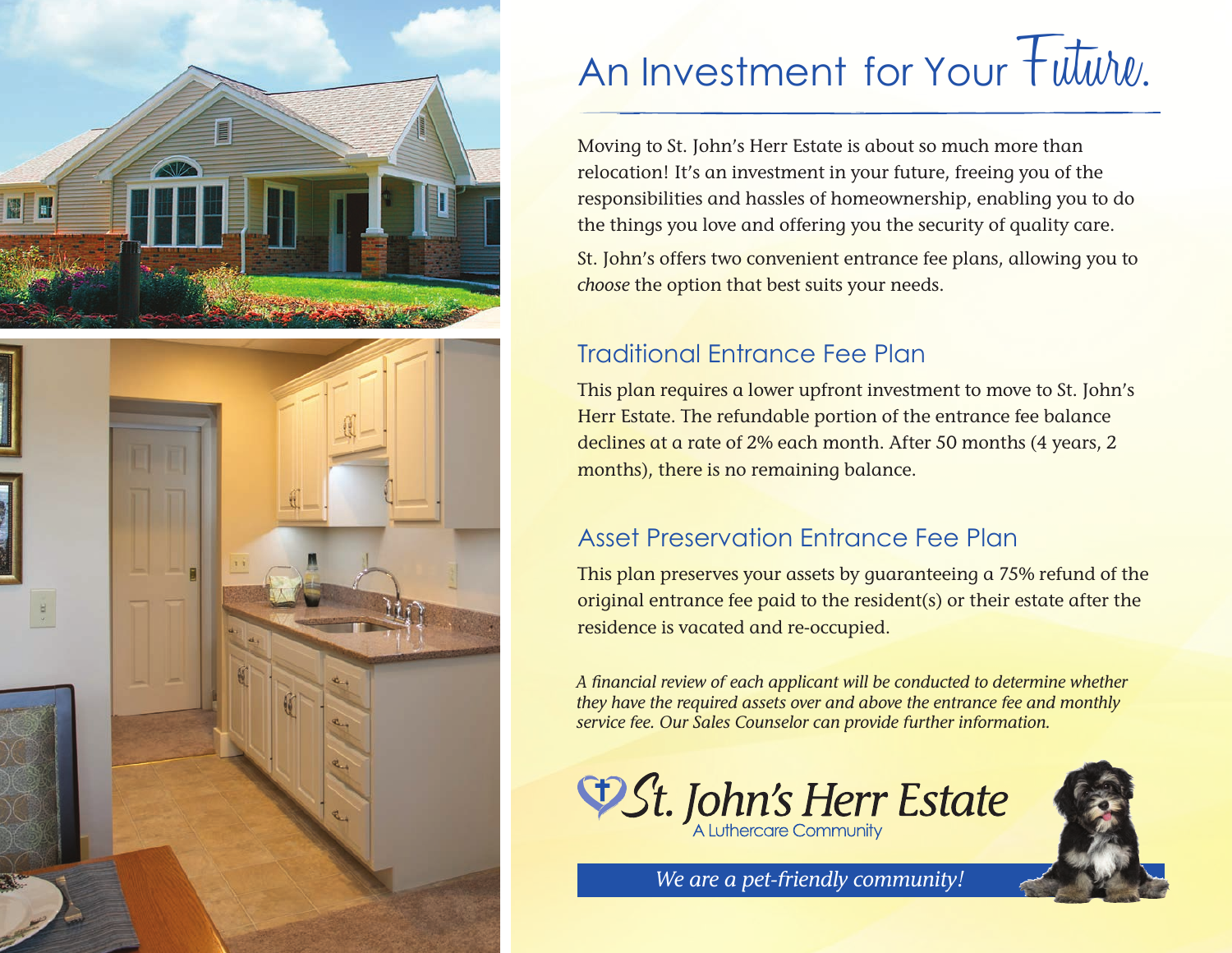# An Investment for Your Future.

Moving to St. John's Herr Estate is about so much more than relocation! It's an investment in your future, freeing you of the responsibilities and hassles of homeownership, enabling you to do the things you love and offering you the security of quality care.

St. John's offers two convenient entrance fee plans, allowing you to *choose* the option that best suits your needs.

## Traditional Entrance Fee Plan

This plan requires a lower upfront investment to move to St. John's Herr Estate. The refundable portion of the entrance fee balance declines at a rate of 2% each month. After 50 months (4 years, 2 months), there is no remaining balance.

## Asset Preservation Entrance Fee Plan

This plan preserves your assets by guaranteeing a 75% refund of the original entrance fee paid to the resident(s) or their estate after the residence is vacated and re-occupied.

*A financial review of each applicant will be conducted to determine whether they have the required assets over and above the entrance fee and monthly service fee. Our Sales Counselor can provide further information.*

St. John's Herr Estate
A Luthercare Community

*We are a pet-friendly community!*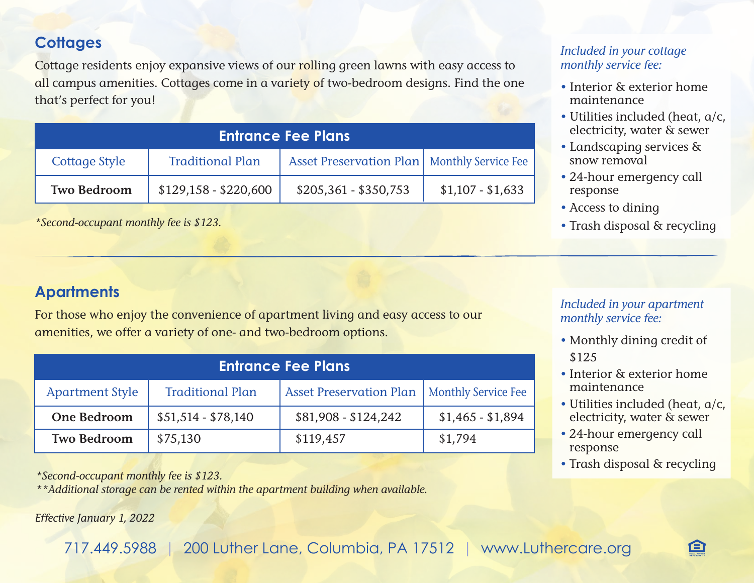## Cottages

Cottage residents enjoy expansive views of our rolling green lawns with easy access to all campus amenities. Cottages come in a variety of two-bedroom designs. Find the one that's perfect for you!

| Entrance Fee Plans | | | |
|---|---|---|---|
| Cottage Style | Traditional Plan | Asset Preservation Plan | Monthly Service Fee |
| **Two Bedroom** | $129,158 - $220,600 | $205,361 - $350,753 | $1,107 - $1,633 |

*\*Second-occupant monthly fee is $123.*

*Included in your cottage monthly service fee:*

- Interior & exterior home maintenance
- Utilities included (heat, a/c, electricity, water & sewer
- Landscaping services & snow removal
- 24-hour emergency call response
- Access to dining
- Trash disposal & recycling

## Apartments

For those who enjoy the convenience of apartment living and easy access to our amenities, we offer a variety of one- and two-bedroom options.

| Entrance Fee Plans | | | |
|---|---|---|---|
| Apartment Style | Traditional Plan | Asset Preservation Plan | Monthly Service Fee |
| **One Bedroom** | $51,514 - $78,140 | $81,908 - $124,242 | $1,465 - $1,894 |
| **Two Bedroom** | $75,130 | $119,457 | $1,794 |

*\*Second-occupant monthly fee is $123.*
*\*\*Additional storage can be rented within the apartment building when available.*

*Included in your apartment monthly service fee:*

- Monthly dining credit of $125
- Interior & exterior home maintenance
- Utilities included (heat, a/c, electricity, water & sewer
- 24-hour emergency call response
- Trash disposal & recycling

*Effective January 1, 2022*

717.449.5988 | 200 Luther Lane, Columbia, PA 17512 | www.Luthercare.org